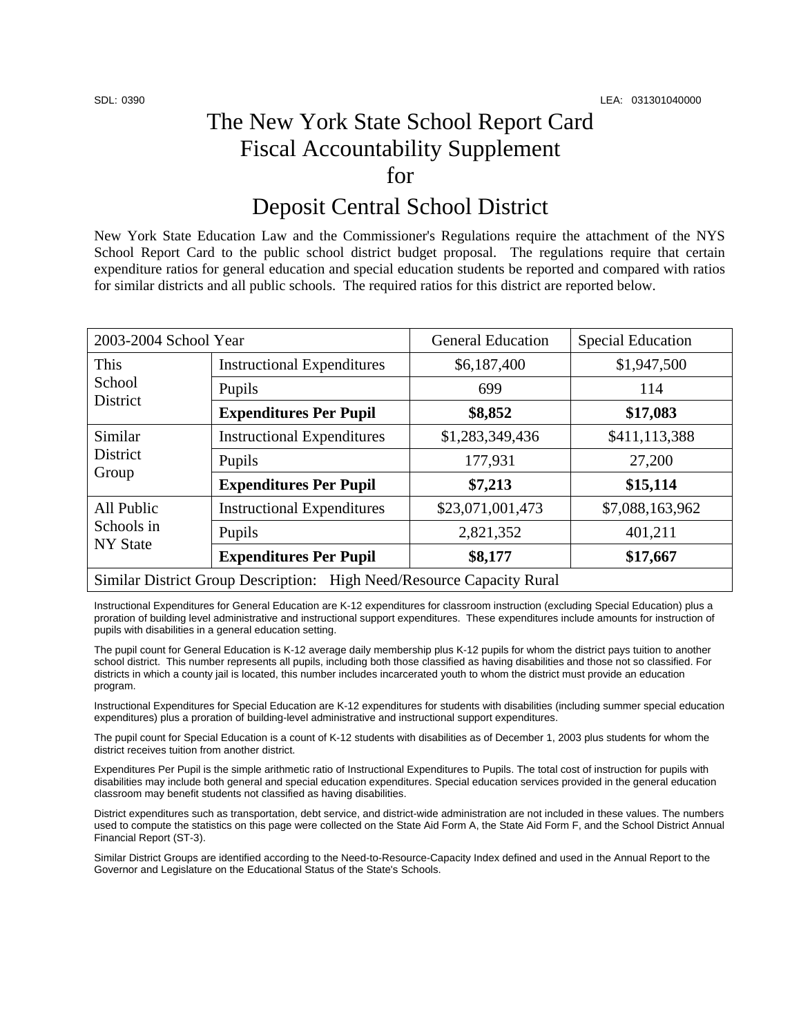SDL: 0390 LEA: 031301040000

# The New York State School Report Card Fiscal Accountability Supplement for

# Deposit Central School District

New York State Education Law and the Commissioner's Regulations require the attachment of the NYS School Report Card to the public school district budget proposal. The regulations require that certain expenditure ratios for general education and special education students be reported and compared with ratios for similar districts and all public schools. The required ratios for this district are reported below.

| 2003-2004 School Year | | General Education | Special Education |
|---|---|---|---|
| This School District | Instructional Expenditures | $6,187,400 | $1,947,500 |
| | Pupils | 699 | 114 |
| | **Expenditures Per Pupil** | **$8,852** | **$17,083** |
| Similar District Group | Instructional Expenditures | $1,283,349,436 | $411,113,388 |
| | Pupils | 177,931 | 27,200 |
| | **Expenditures Per Pupil** | **$7,213** | **$15,114** |
| All Public Schools in NY State | Instructional Expenditures | $23,071,001,473 | $7,088,163,962 |
| | Pupils | 2,821,352 | 401,211 |
| | **Expenditures Per Pupil** | **$8,177** | **$17,667** |
| Similar District Group Description: High Need/Resource Capacity Rural | | | |

Instructional Expenditures for General Education are K-12 expenditures for classroom instruction (excluding Special Education) plus a proration of building level administrative and instructional support expenditures. These expenditures include amounts for instruction of pupils with disabilities in a general education setting.

The pupil count for General Education is K-12 average daily membership plus K-12 pupils for whom the district pays tuition to another school district. This number represents all pupils, including both those classified as having disabilities and those not so classified. For districts in which a county jail is located, this number includes incarcerated youth to whom the district must provide an education program.

Instructional Expenditures for Special Education are K-12 expenditures for students with disabilities (including summer special education expenditures) plus a proration of building-level administrative and instructional support expenditures.

The pupil count for Special Education is a count of K-12 students with disabilities as of December 1, 2003 plus students for whom the district receives tuition from another district.

Expenditures Per Pupil is the simple arithmetic ratio of Instructional Expenditures to Pupils. The total cost of instruction for pupils with disabilities may include both general and special education expenditures. Special education services provided in the general education classroom may benefit students not classified as having disabilities.

District expenditures such as transportation, debt service, and district-wide administration are not included in these values. The numbers used to compute the statistics on this page were collected on the State Aid Form A, the State Aid Form F, and the School District Annual Financial Report (ST-3).

Similar District Groups are identified according to the Need-to-Resource-Capacity Index defined and used in the Annual Report to the Governor and Legislature on the Educational Status of the State's Schools.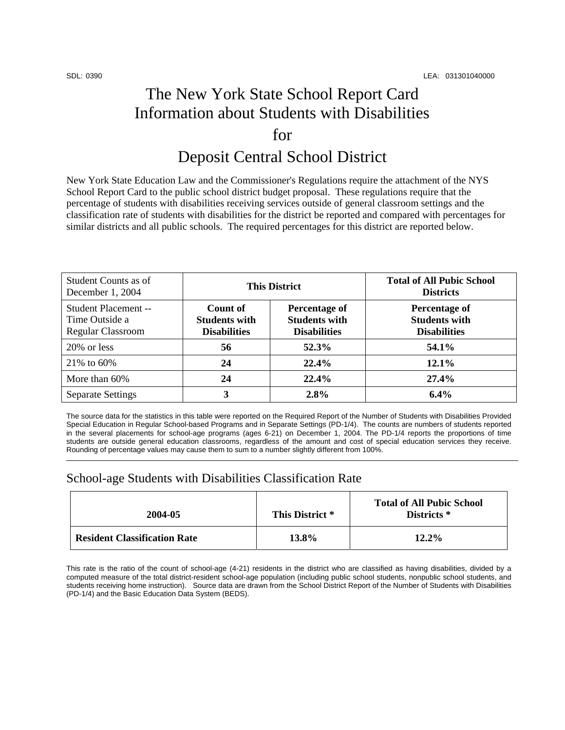SDL: 0390 LEA: 031301040000

# The New York State School Report Card Information about Students with Disabilities for Deposit Central School District

New York State Education Law and the Commissioner's Regulations require the attachment of the NYS School Report Card to the public school district budget proposal. These regulations require that the percentage of students with disabilities receiving services outside of general classroom settings and the classification rate of students with disabilities for the district be reported and compared with percentages for similar districts and all public schools. The required percentages for this district are reported below.

| Student Counts as of December 1, 2004 | **This District** | | **Total of All Pubic School Districts** |
|---|---|---|---|
| Student Placement -- Time Outside a Regular Classroom | **Count of Students with Disabilities** | **Percentage of Students with Disabilities** | **Percentage of Students with Disabilities** |
| 20% or less | **56** | **52.3%** | **54.1%** |
| 21% to 60% | **24** | **22.4%** | **12.1%** |
| More than 60% | **24** | **22.4%** | **27.4%** |
| Separate Settings | **3** | **2.8%** | **6.4%** |

The source data for the statistics in this table were reported on the Required Report of the Number of Students with Disabilities Provided Special Education in Regular School-based Programs and in Separate Settings (PD-1/4). The counts are numbers of students reported in the several placements for school-age programs (ages 6-21) on December 1, 2004. The PD-1/4 reports the proportions of time students are outside general education classrooms, regardless of the amount and cost of special education services they receive. Rounding of percentage values may cause them to sum to a number slightly different from 100%.

## School-age Students with Disabilities Classification Rate

| **2004-05** | **This District *** | **Total of All Pubic School Districts *** |
|---|---|---|
| **Resident Classification Rate** | **13.8%** | **12.2%** |

This rate is the ratio of the count of school-age (4-21) residents in the district who are classified as having disabilities, divided by a computed measure of the total district-resident school-age population (including public school students, nonpublic school students, and students receiving home instruction). Source data are drawn from the School District Report of the Number of Students with Disabilities (PD-1/4) and the Basic Education Data System (BEDS).